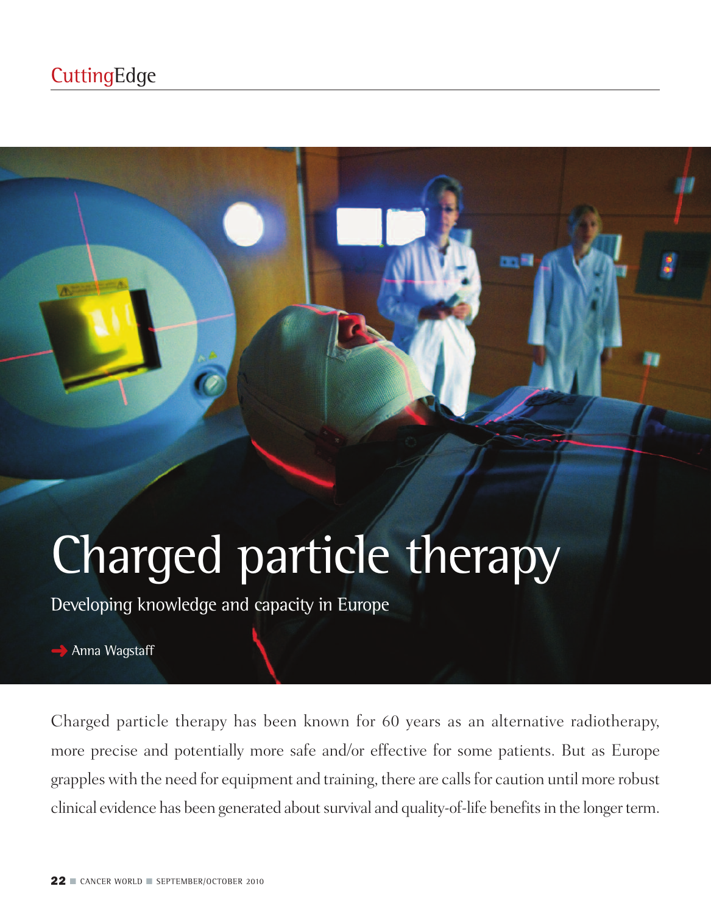CuttingEdge

# Charged particle therapy

## Developing knowledge and capacity in Europe

Anna Wagstaff

Charged particle therapy has been known for 60 years as an alternative radiotherapy, more precise and potentially more safe and/or effective for some patients. But as Europe grapples with the need for equipment and training, there are calls for caution until more robust clinical evidence has been generated about survival and quality-of-life benefits in the longer term.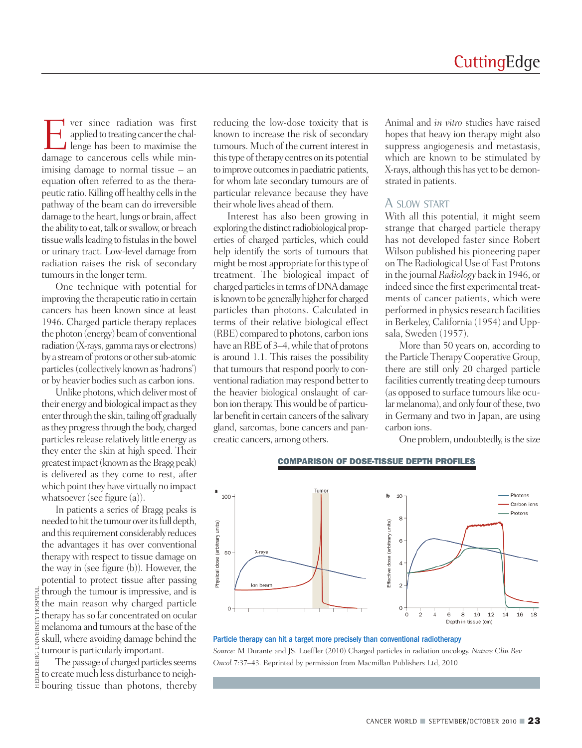Ever since radiation was first applied to treating cancer the challenge has been to maximise the damage to cancerous cells while minimising damage to normal tissue – an equation often referred to as the therapeutic ratio. Killing off healthy cells in the pathway of the beam can do irreversible damage to the heart, lungs or brain, affect the ability to eat, talk or swallow, or breach tissue walls leading to fistulas in the bowel or urinary tract. Low-level damage from radiation raises the risk of secondary tumours in the longer term.

One technique with potential for improving the therapeutic ratio in certain cancers has been known since at least 1946. Charged particle therapy replaces the photon (energy) beam of conventional radiation (X-rays, gamma rays or electrons) by a stream of protons or other sub-atomic particles (collectively known as 'hadrons') or by heavier bodies such as carbon ions.

Unlike photons, which deliver most of their energy and biological impact as they enter through the skin, tailing off gradually as they progress through the body, charged particles release relatively little energy as they enter the skin at high speed. Their greatest impact (known as the Bragg peak) is delivered as they come to rest, after which point they have virtually no impact whatsoever (see figure (a)).

In patients a series of Bragg peaks is needed to hit the tumour over its full depth, and this requirement considerably reduces the advantages it has over conventional therapy with respect to tissue damage on the way in (see figure (b)). However, the potential to protect tissue after passing through the tumour is impressive, and is the main reason why charged particle therapy has so far concentrated on ocular melanoma and tumours at the base of the skull, where avoiding damage behind the tumour is particularly important.

The passage of charged particles seems to create much less disturbance to neighbouring tissue than photons, thereby reducing the low-dose toxicity that is known to increase the risk of secondary tumours. Much of the current interest in this type of therapy centres on its potential to improve outcomes in paediatric patients, for whom late secondary tumours are of particular relevance because they have their whole lives ahead of them.

Interest has also been growing in exploring the distinct radiobiological properties of charged particles, which could help identify the sorts of tumours that might be most appropriate for this type of treatment. The biological impact of charged particles in terms of DNA damage is known to be generally higher for charged particles than photons. Calculated in terms of their relative biological effect (RBE) compared to photons, carbon ions have an RBE of 3–4, while that of protons is around 1.1. This raises the possibility that tumours that respond poorly to conventional radiation may respond better to the heavier biological onslaught of carbon ion therapy. This would be of particular benefit in certain cancers of the salivary gland, sarcomas, bone cancers and pancreatic cancers, among others.

Animal and *in vitro* studies have raised hopes that heavy ion therapy might also suppress angiogenesis and metastasis, which are known to be stimulated by X-rays, although this has yet to be demonstrated in patients.

## A SLOW START

With all this potential, it might seem strange that charged particle therapy has not developed faster since Robert Wilson published his pioneering paper on The Radiological Use of Fast Protons in the journal *Radiology* back in 1946, or indeed since the first experimental treatments of cancer patients, which were performed in physics research facilities in Berkeley, California (1954) and Uppsala, Sweden (1957).

More than 50 years on, according to the Particle Therapy Cooperative Group, there are still only 20 charged particle facilities currently treating deep tumours (as opposed to surface tumours like ocular melanoma), and only four of these, two in Germany and two in Japan, are using carbon ions.

One problem, undoubtedly, is the size

**COMPARISON OF DOSE-TISSUE DEPTH PROFILES**

**Particle therapy can hit a target more precisely than conventional radiotherapy**

*Source:* M Durante and JS. Loeffler (2010) Charged particles in radiation oncology. *Nature Clin Rev Oncol* 7:37–43. Reprinted by permission from Macmillan Publishers Ltd, 2010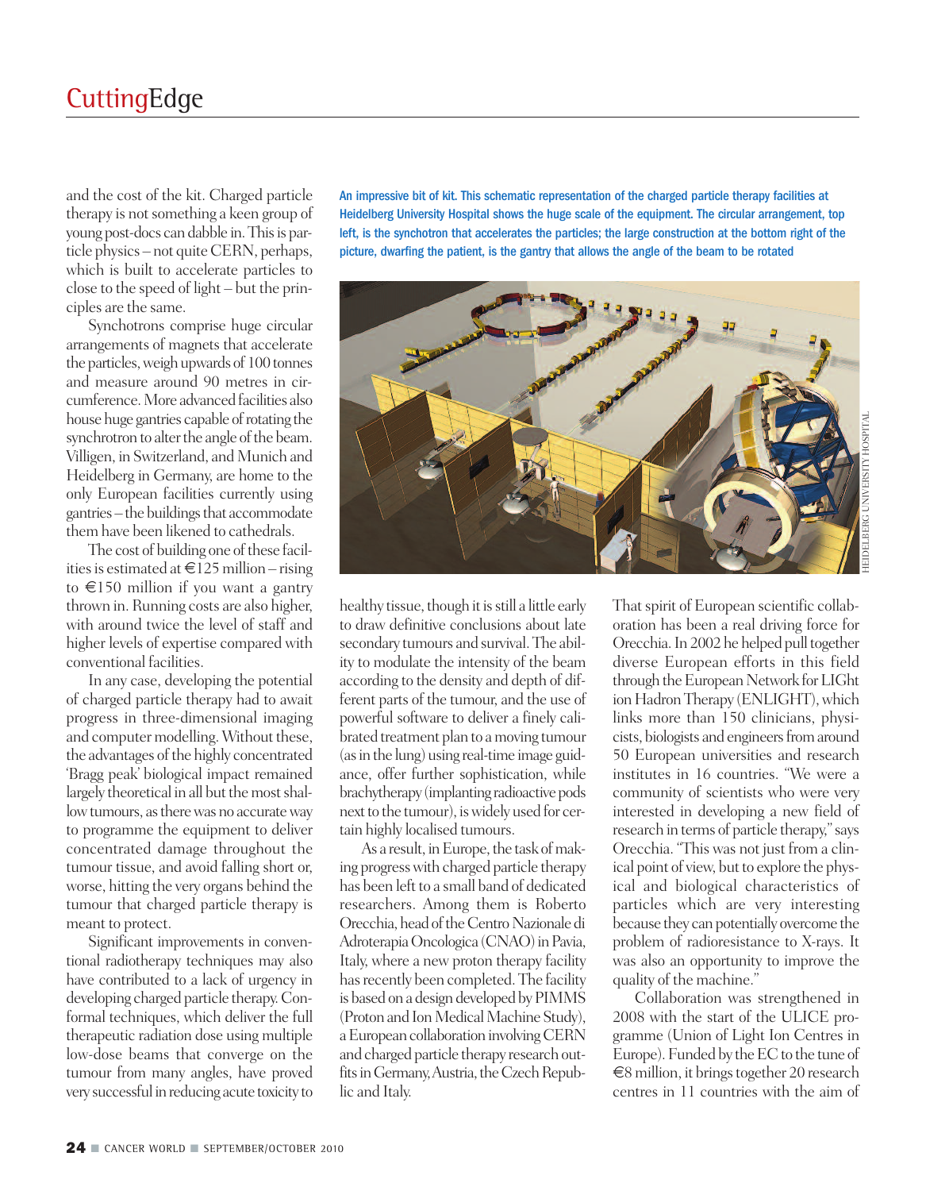and the cost of the kit. Charged particle therapy is not something a keen group of young post-docs can dabble in. This is particle physics – not quite CERN, perhaps, which is built to accelerate particles to close to the speed of light – but the principles are the same.

Synchotrons comprise huge circular arrangements of magnets that accelerate the particles, weigh upwards of 100 tonnes and measure around 90 metres in circumference. More advanced facilities also house huge gantries capable of rotating the synchrotron to alter the angle of the beam. Villigen, in Switzerland, and Munich and Heidelberg in Germany, are home to the only European facilities currently using gantries – the buildings that accommodate them have been likened to cathedrals.

The cost of building one of these facilities is estimated at €125 million – rising to €150 million if you want a gantry thrown in. Running costs are also higher, with around twice the level of staff and higher levels of expertise compared with conventional facilities.

In any case, developing the potential of charged particle therapy had to await progress in three-dimensional imaging and computer modelling. Without these, the advantages of the highly concentrated 'Bragg peak' biological impact remained largely theoretical in all but the most shallow tumours, as there was no accurate way to programme the equipment to deliver concentrated damage throughout the tumour tissue, and avoid falling short or, worse, hitting the very organs behind the tumour that charged particle therapy is meant to protect.

Significant improvements in conventional radiotherapy techniques may also have contributed to a lack of urgency in developing charged particle therapy. Conformal techniques, which deliver the full therapeutic radiation dose using multiple low-dose beams that converge on the tumour from many angles, have proved very successful in reducing acute toxicity to healthy tissue, though it is still a little early to draw definitive conclusions about late secondary tumours and survival. The ability to modulate the intensity of the beam according to the density and depth of different parts of the tumour, and the use of powerful software to deliver a finely calibrated treatment plan to a moving tumour (as in the lung) using real-time image guidance, offer further sophistication, while brachytherapy (implanting radioactive pods next to the tumour), is widely used for certain highly localised tumours.

An impressive bit of kit. This schematic representation of the charged particle therapy facilities at Heidelberg University Hospital shows the huge scale of the equipment. The circular arrangement, top left, is the synchotron that accelerates the particles; the large construction at the bottom right of the picture, dwarfing the patient, is the gantry that allows the angle of the beam to be rotated

HEIDELBERG UNIVERSITY HOSPITAL

As a result, in Europe, the task of making progress with charged particle therapy has been left to a small band of dedicated researchers. Among them is Roberto Orecchia, head of the Centro Nazionale di Adroterapia Oncologica (CNAO) in Pavia, Italy, where a new proton therapy facility has recently been completed. The facility is based on a design developed by PIMMS (Proton and Ion Medical Machine Study), a European collaboration involving CERN and charged particle therapy research outfits in Germany, Austria, the Czech Republic and Italy.

That spirit of European scientific collaboration has been a real driving force for Orecchia. In 2002 he helped pull together diverse European efforts in this field through the European Network for LIGht ion Hadron Therapy (ENLIGHT), which links more than 150 clinicians, physicists, biologists and engineers from around 50 European universities and research institutes in 16 countries. "We were a community of scientists who were very interested in developing a new field of research in terms of particle therapy," says Orecchia. "This was not just from a clinical point of view, but to explore the physical and biological characteristics of particles which are very interesting because they can potentially overcome the problem of radioresistance to X-rays. It was also an opportunity to improve the quality of the machine."

Collaboration was strengthened in 2008 with the start of the ULICE programme (Union of Light Ion Centres in Europe). Funded by the EC to the tune of €8 million, it brings together 20 research centres in 11 countries with the aim of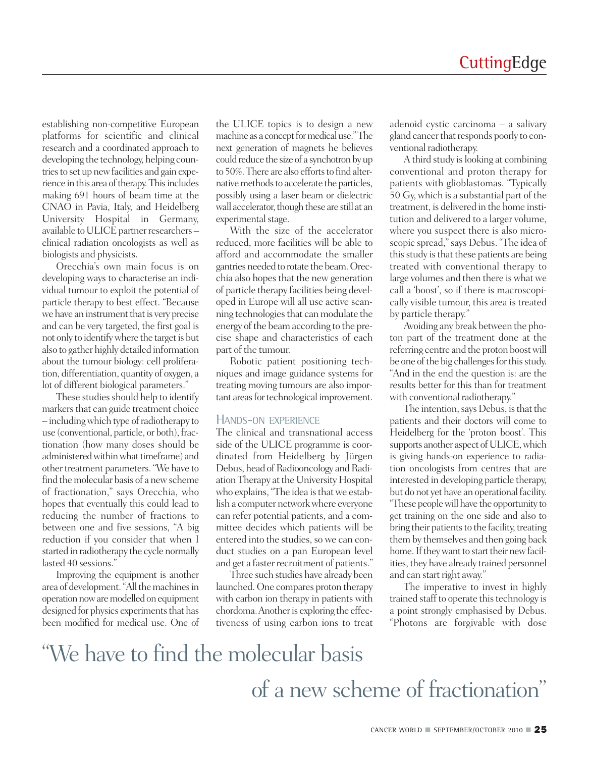establishing non-competitive European platforms for scientific and clinical research and a coordinated approach to developing the technology, helping countries to set up new facilities and gain experience in this area of therapy. This includes making 691 hours of beam time at the CNAO in Pavia, Italy, and Heidelberg University Hospital in Germany, available to ULICE partner researchers – clinical radiation oncologists as well as biologists and physicists.

Orecchia's own main focus is on developing ways to characterise an individual tumour to exploit the potential of particle therapy to best effect. "Because we have an instrument that is very precise and can be very targeted, the first goal is not only to identify where the target is but also to gather highly detailed information about the tumour biology: cell proliferation, differentiation, quantity of oxygen, a lot of different biological parameters."

These studies should help to identify markers that can guide treatment choice – including which type of radiotherapy to use (conventional, particle, or both), fractionation (how many doses should be administered within what timeframe) and other treatment parameters. "We have to find the molecular basis of a new scheme of fractionation," says Orecchia, who hopes that eventually this could lead to reducing the number of fractions to between one and five sessions, "A big reduction if you consider that when I started in radiotherapy the cycle normally lasted 40 sessions."

Improving the equipment is another area of development. "All the machines in operation now are modelled on equipment designed for physics experiments that has been modified for medical use. One of the ULICE topics is to design a new machine as a concept for medical use." The next generation of magnets he believes could reduce the size of a synchotron by up to 50%. There are also efforts to find alternative methods to accelerate the particles, possibly using a laser beam or dielectric wall accelerator, though these are still at an experimental stage.

With the size of the accelerator reduced, more facilities will be able to afford and accommodate the smaller gantries needed to rotate the beam. Orecchia also hopes that the new generation of particle therapy facilities being developed in Europe will all use active scanning technologies that can modulate the energy of the beam according to the precise shape and characteristics of each part of the tumour.

Robotic patient positioning techniques and image guidance systems for treating moving tumours are also important areas for technological improvement.

## Hands-on experience

The clinical and transnational access side of the ULICE programme is coordinated from Heidelberg by Jürgen Debus, head of Radiooncology and Radiation Therapy at the University Hospital who explains, "The idea is that we establish a computer network where everyone can refer potential patients, and a committee decides which patients will be entered into the studies, so we can conduct studies on a pan European level and get a faster recruitment of patients."

Three such studies have already been launched. One compares proton therapy with carbon ion therapy in patients with chordoma. Another is exploring the effectiveness of using carbon ions to treat adenoid cystic carcinoma – a salivary gland cancer that responds poorly to conventional radiotherapy.

A third study is looking at combining conventional and proton therapy for patients with glioblastomas. "Typically 50 Gy, which is a substantial part of the treatment, is delivered in the home institution and delivered to a larger volume, where you suspect there is also microscopic spread," says Debus. "The idea of this study is that these patients are being treated with conventional therapy to large volumes and then there is what we call a 'boost', so if there is macroscopically visible tumour, this area is treated by particle therapy."

Avoiding any break between the photon part of the treatment done at the referring centre and the proton boost will be one of the big challenges for this study. "And in the end the question is: are the results better for this than for treatment with conventional radiotherapy."

The intention, says Debus, is that the patients and their doctors will come to Heidelberg for the 'proton boost'. This supports another aspect of ULICE, which is giving hands-on experience to radiation oncologists from centres that are interested in developing particle therapy, but do not yet have an operational facility. "These people will have the opportunity to get training on the one side and also to bring their patients to the facility, treating them by themselves and then going back home. If they want to start their new facilities, they have already trained personnel and can start right away."

The imperative to invest in highly trained staff to operate this technology is a point strongly emphasised by Debus. "Photons are forgivable with dose

> "We have to find the molecular basis of a new scheme of fractionation"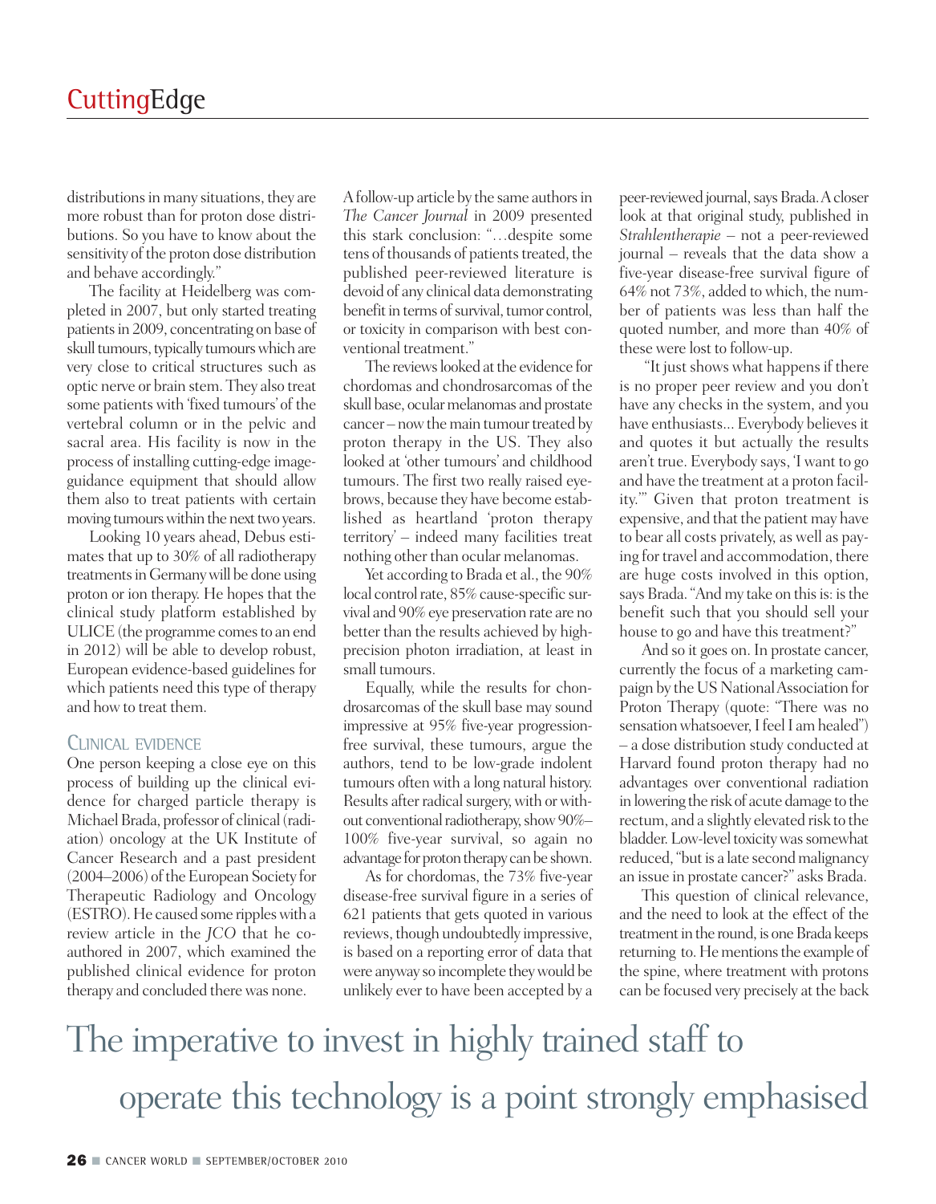distributions in many situations, they are more robust than for proton dose distributions. So you have to know about the sensitivity of the proton dose distribution and behave accordingly."

The facility at Heidelberg was completed in 2007, but only started treating patients in 2009, concentrating on base of skull tumours, typically tumours which are very close to critical structures such as optic nerve or brain stem. They also treat some patients with 'fixed tumours' of the vertebral column or in the pelvic and sacral area. His facility is now in the process of installing cutting-edge image-guidance equipment that should allow them also to treat patients with certain moving tumours within the next two years.

Looking 10 years ahead, Debus estimates that up to 30% of all radiotherapy treatments in Germany will be done using proton or ion therapy. He hopes that the clinical study platform established by ULICE (the programme comes to an end in 2012) will be able to develop robust, European evidence-based guidelines for which patients need this type of therapy and how to treat them.

## Clinical evidence

One person keeping a close eye on this process of building up the clinical evidence for charged particle therapy is Michael Brada, professor of clinical (radiation) oncology at the UK Institute of Cancer Research and a past president (2004–2006) of the European Society for Therapeutic Radiology and Oncology (ESTRO). He caused some ripples with a review article in the *JCO* that he co-authored in 2007, which examined the published clinical evidence for proton therapy and concluded there was none.

A follow-up article by the same authors in *The Cancer Journal* in 2009 presented this stark conclusion: "…despite some tens of thousands of patients treated, the published peer-reviewed literature is devoid of any clinical data demonstrating benefit in terms of survival, tumor control, or toxicity in comparison with best conventional treatment."

The reviews looked at the evidence for chordomas and chondrosarcomas of the skull base, ocular melanomas and prostate cancer – now the main tumour treated by proton therapy in the US. They also looked at 'other tumours' and childhood tumours. The first two really raised eyebrows, because they have become established as heartland 'proton therapy territory' – indeed many facilities treat nothing other than ocular melanomas.

Yet according to Brada et al., the 90% local control rate, 85% cause-specific survival and 90% eye preservation rate are no better than the results achieved by high-precision photon irradiation, at least in small tumours.

Equally, while the results for chondrosarcomas of the skull base may sound impressive at 95% five-year progression-free survival, these tumours, argue the authors, tend to be low-grade indolent tumours often with a long natural history. Results after radical surgery, with or without conventional radiotherapy, show 90%–100% five-year survival, so again no advantage for proton therapy can be shown.

As for chordomas, the 73% five-year disease-free survival figure in a series of 621 patients that gets quoted in various reviews, though undoubtedly impressive, is based on a reporting error of data that were anyway so incomplete they would be unlikely ever to have been accepted by a peer-reviewed journal, says Brada. A closer look at that original study, published in *Strahlentherapie* – not a peer-reviewed journal – reveals that the data show a five-year disease-free survival figure of 64% not 73%, added to which, the number of patients was less than half the quoted number, and more than 40% of these were lost to follow-up.

"It just shows what happens if there is no proper peer review and you don't have any checks in the system, and you have enthusiasts... Everybody believes it and quotes it but actually the results aren't true. Everybody says, 'I want to go and have the treatment at a proton facility.'" Given that proton treatment is expensive, and that the patient may have to bear all costs privately, as well as paying for travel and accommodation, there are huge costs involved in this option, says Brada. "And my take on this is: is the benefit such that you should sell your house to go and have this treatment?"

And so it goes on. In prostate cancer, currently the focus of a marketing campaign by the US National Association for Proton Therapy (quote: "There was no sensation whatsoever, I feel I am healed") – a dose distribution study conducted at Harvard found proton therapy had no advantages over conventional radiation in lowering the risk of acute damage to the rectum, and a slightly elevated risk to the bladder. Low-level toxicity was somewhat reduced, "but is a late second malignancy an issue in prostate cancer?" asks Brada.

This question of clinical relevance, and the need to look at the effect of the treatment in the round, is one Brada keeps returning to. He mentions the example of the spine, where treatment with protons can be focused very precisely at the back

> The imperative to invest in highly trained staff to operate this technology is a point strongly emphasised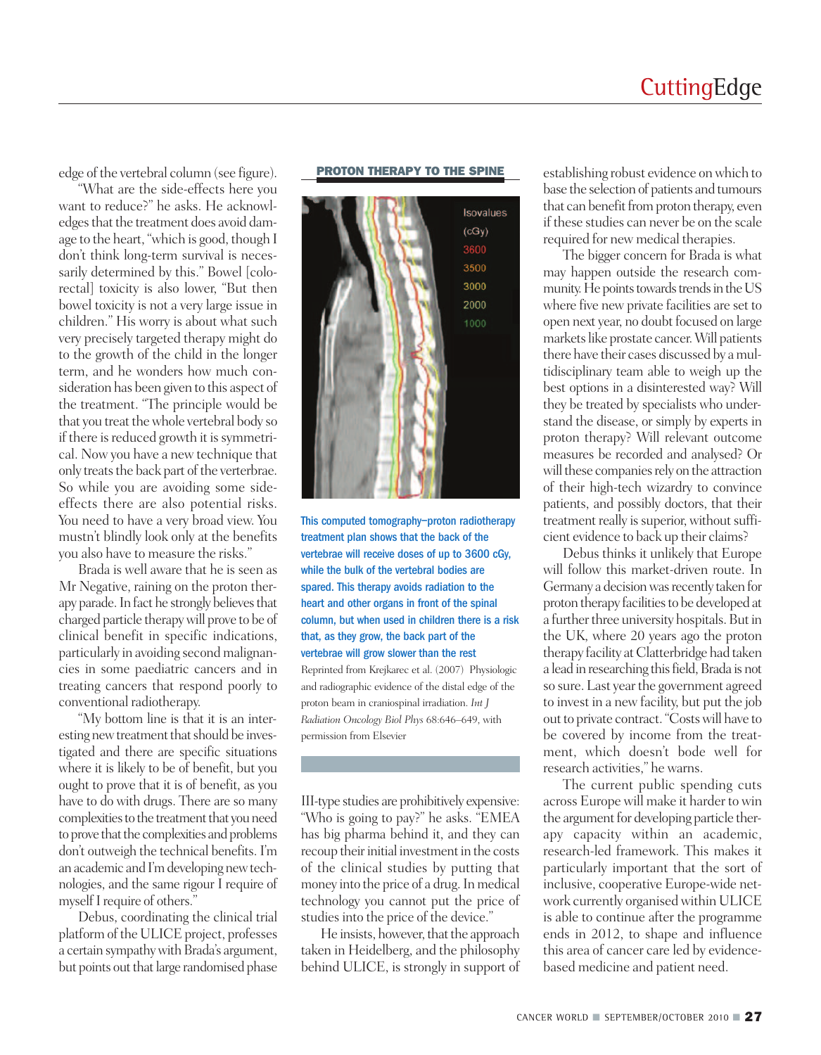edge of the vertebral column (see figure).

"What are the side-effects here you want to reduce?" he asks. He acknowledges that the treatment does avoid damage to the heart, "which is good, though I don't think long-term survival is necessarily determined by this." Bowel [colorectal] toxicity is also lower, "But then bowel toxicity is not a very large issue in children." His worry is about what such very precisely targeted therapy might do to the growth of the child in the longer term, and he wonders how much consideration has been given to this aspect of the treatment. "The principle would be that you treat the whole vertebral body so if there is reduced growth it is symmetrical. Now you have a new technique that only treats the back part of the verterbrae. So while you are avoiding some side-effects there are also potential risks. You need to have a very broad view. You mustn't blindly look only at the benefits you also have to measure the risks."

Brada is well aware that he is seen as Mr Negative, raining on the proton therapy parade. In fact he strongly believes that charged particle therapy will prove to be of clinical benefit in specific indications, particularly in avoiding second malignancies in some paediatric cancers and in treating cancers that respond poorly to conventional radiotherapy.

"My bottom line is that it is an interesting new treatment that should be investigated and there are specific situations where it is likely to be of benefit, but you ought to prove that it is of benefit, as you have to do with drugs. There are so many complexities to the treatment that you need to prove that the complexities and problems don't outweigh the technical benefits. I'm an academic and I'm developing new technologies, and the same rigour I require of myself I require of others."

Debus, coordinating the clinical trial platform of the ULICE project, professes a certain sympathy with Brada's argument, but points out that large randomised phase III-type studies are prohibitively expensive: "Who is going to pay?" he asks. "EMEA has big pharma behind it, and they can recoup their initial investment in the costs of the clinical studies by putting that money into the price of a drug. In medical technology you cannot put the price of studies into the price of the device."

He insists, however, that the approach taken in Heidelberg, and the philosophy behind ULICE, is strongly in support of establishing robust evidence on which to base the selection of patients and tumours that can benefit from proton therapy, even if these studies can never be on the scale required for new medical therapies.

The bigger concern for Brada is what may happen outside the research community. He points towards trends in the US where five new private facilities are set to open next year, no doubt focused on large markets like prostate cancer. Will patients there have their cases discussed by a multidisciplinary team able to weigh up the best options in a disinterested way? Will they be treated by specialists who understand the disease, or simply by experts in proton therapy? Will relevant outcome measures be recorded and analysed? Or will these companies rely on the attraction of their high-tech wizardry to convince patients, and possibly doctors, that their treatment really is superior, without sufficient evidence to back up their claims?

Debus thinks it unlikely that Europe will follow this market-driven route. In Germany a decision was recently taken for proton therapy facilities to be developed at a further three university hospitals. But in the UK, where 20 years ago the proton therapy facility at Clatterbridge had taken a lead in researching this field, Brada is not so sure. Last year the government agreed to invest in a new facility, but put the job out to private contract. "Costs will have to be covered by income from the treatment, which doesn't bode well for research activities," he warns.

The current public spending cuts across Europe will make it harder to win the argument for developing particle therapy capacity within an academic, research-led framework. This makes it particularly important that the sort of inclusive, cooperative Europe-wide network currently organised within ULICE is able to continue after the programme ends in 2012, to shape and influence this area of cancer care led by evidence-based medicine and patient need.

**PROTON THERAPY TO THE SPINE**

Isovalues
(cGy)
3600
3500
3000
2000
1000

**This computed tomography–proton radiotherapy treatment plan shows that the back of the vertebrae will receive doses of up to 3600 cGy, while the bulk of the vertebral bodies are spared. This therapy avoids radiation to the heart and other organs in front of the spinal column, but when used in children there is a risk that, as they grow, the back part of the vertebrae will grow slower than the rest**

Reprinted from Krejkarec et al. (2007) Physiologic and radiographic evidence of the distal edge of the proton beam in craniospinal irradiation. *Int J Radiation Oncology Biol Phys* 68:646–649, with permission from Elsevier